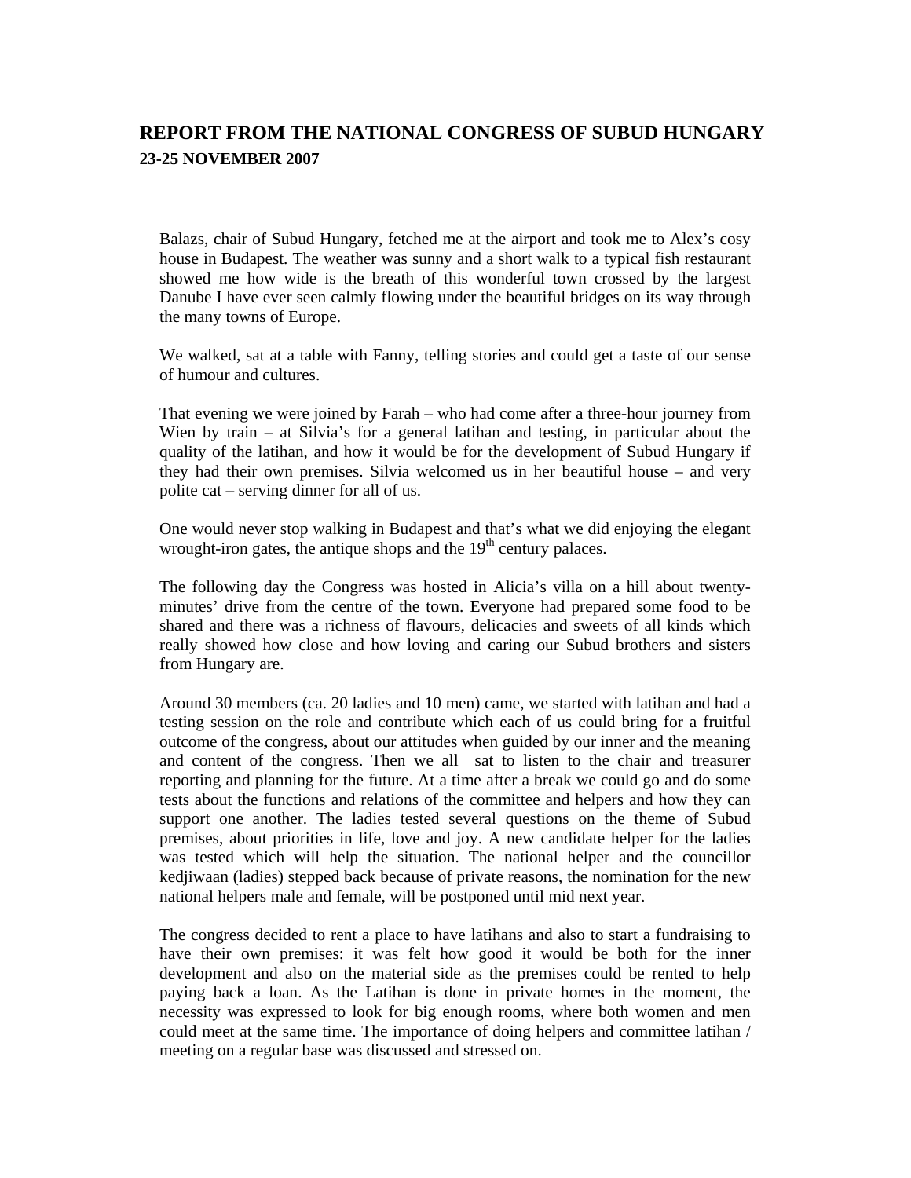# REPORT FROM THE NATIONAL CONGRESS OF SUBUD HUNGARY

**23-25 NOVEMBER 2007**

Balazs, chair of Subud Hungary, fetched me at the airport and took me to Alex's cosy house in Budapest. The weather was sunny and a short walk to a typical fish restaurant showed me how wide is the breath of this wonderful town crossed by the largest Danube I have ever seen calmly flowing under the beautiful bridges on its way through the many towns of Europe.

We walked, sat at a table with Fanny, telling stories and could get a taste of our sense of humour and cultures.

That evening we were joined by Farah – who had come after a three-hour journey from Wien by train – at Silvia's for a general latihan and testing, in particular about the quality of the latihan, and how it would be for the development of Subud Hungary if they had their own premises. Silvia welcomed us in her beautiful house – and very polite cat – serving dinner for all of us.

One would never stop walking in Budapest and that's what we did enjoying the elegant wrought-iron gates, the antique shops and the 19th century palaces.

The following day the Congress was hosted in Alicia's villa on a hill about twenty-minutes' drive from the centre of the town. Everyone had prepared some food to be shared and there was a richness of flavours, delicacies and sweets of all kinds which really showed how close and how loving and caring our Subud brothers and sisters from Hungary are.

Around 30 members (ca. 20 ladies and 10 men) came, we started with latihan and had a testing session on the role and contribute which each of us could bring for a fruitful outcome of the congress, about our attitudes when guided by our inner and the meaning and content of the congress. Then we all sat to listen to the chair and treasurer reporting and planning for the future. At a time after a break we could go and do some tests about the functions and relations of the committee and helpers and how they can support one another. The ladies tested several questions on the theme of Subud premises, about priorities in life, love and joy. A new candidate helper for the ladies was tested which will help the situation. The national helper and the councillor kedjiwaan (ladies) stepped back because of private reasons, the nomination for the new national helpers male and female, will be postponed until mid next year.

The congress decided to rent a place to have latihans and also to start a fundraising to have their own premises: it was felt how good it would be both for the inner development and also on the material side as the premises could be rented to help paying back a loan. As the Latihan is done in private homes in the moment, the necessity was expressed to look for big enough rooms, where both women and men could meet at the same time. The importance of doing helpers and committee latihan / meeting on a regular base was discussed and stressed on.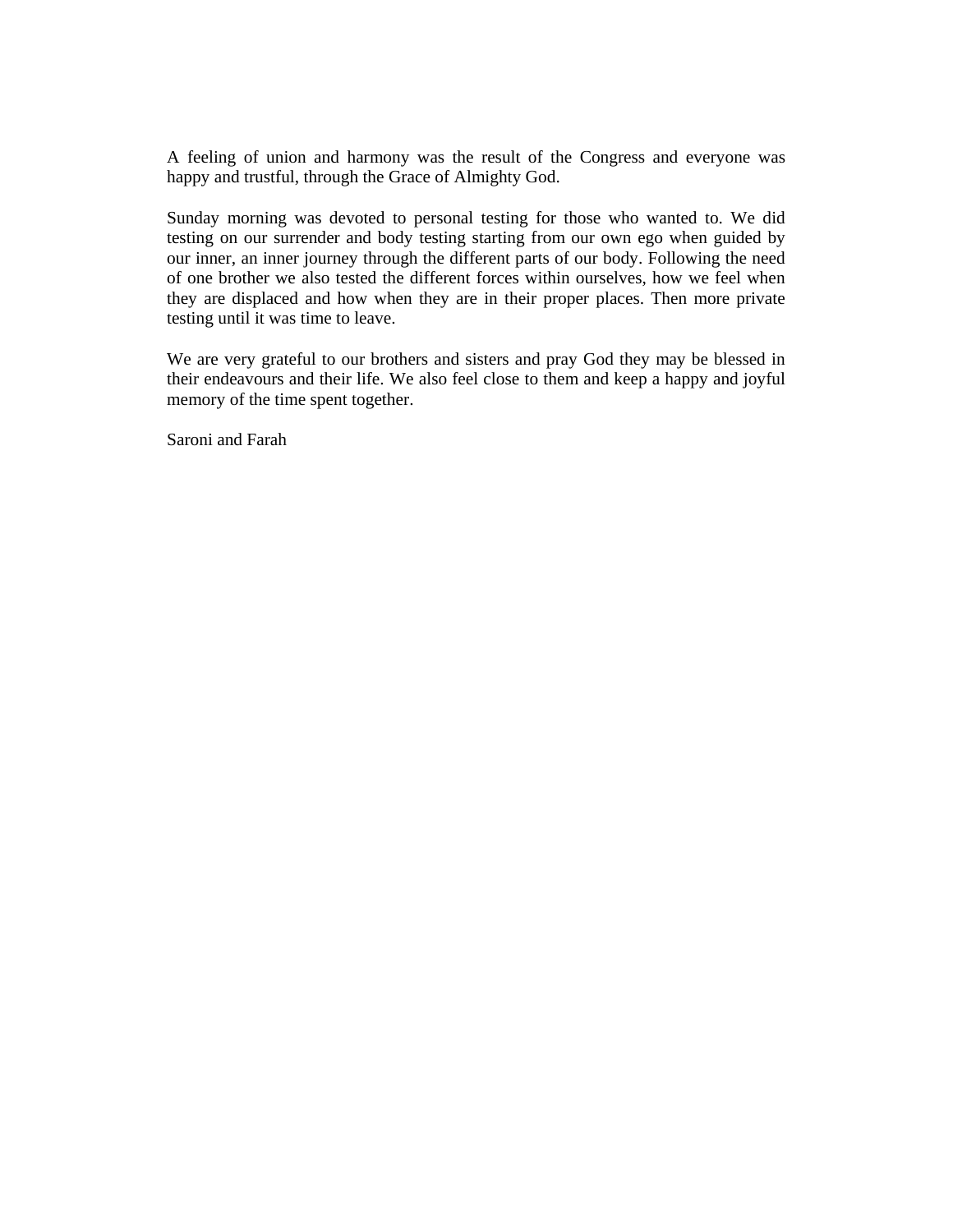A feeling of union and harmony was the result of the Congress and everyone was happy and trustful, through the Grace of Almighty God.

Sunday morning was devoted to personal testing for those who wanted to. We did testing on our surrender and body testing starting from our own ego when guided by our inner, an inner journey through the different parts of our body. Following the need of one brother we also tested the different forces within ourselves, how we feel when they are displaced and how when they are in their proper places. Then more private testing until it was time to leave.

We are very grateful to our brothers and sisters and pray God they may be blessed in their endeavours and their life. We also feel close to them and keep a happy and joyful memory of the time spent together.

Saroni and Farah